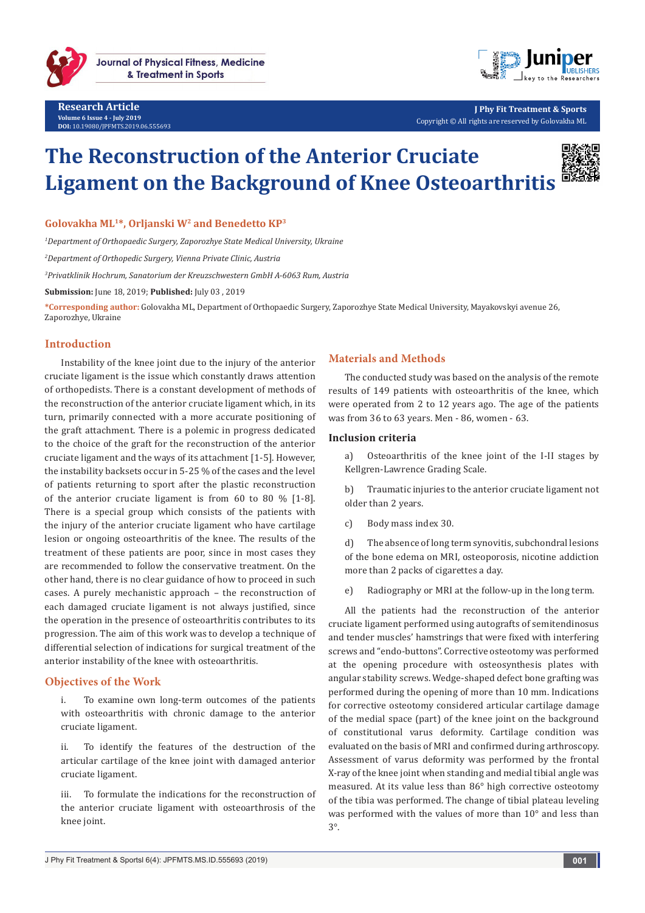Research Article
Volume 6 Issue 4 - July 2019
DOI: 10.19080/JPFMTS.2019.06.555693

J Phy Fit Treatment & Sports
Copyright © All rights are reserved by Golovakha ML

# The Reconstruction of the Anterior Cruciate Ligament on the Background of Knee Osteoarthritis

**Golovakha ML[1]*, Orljanski W[2] and Benedetto KP[3]**

*[1]Department of Orthopaedic Surgery, Zaporozhye State Medical University, Ukraine*

*[2]Department of Orthopedic Surgery, Vienna Private Clinic, Austria*

*[3]Privatklinik Hochrum, Sanatorium der Kreuzschwestern GmbH A-6063 Rum, Austria*

**Submission:** June 18, 2019; **Published:** July 03 , 2019

***Corresponding author:** Golovakha ML, Department of Orthopaedic Surgery, Zaporozhye State Medical University, Mayakovskyi avenue 26, Zaporozhye, Ukraine

## Introduction

Instability of the knee joint due to the injury of the anterior cruciate ligament is the issue which constantly draws attention of orthopedists. There is a constant development of methods of the reconstruction of the anterior cruciate ligament which, in its turn, primarily connected with a more accurate positioning of the graft attachment. There is a polemic in progress dedicated to the choice of the graft for the reconstruction of the anterior cruciate ligament and the ways of its attachment [1-5]. However, the instability backsets occur in 5-25 % of the cases and the level of patients returning to sport after the plastic reconstruction of the anterior cruciate ligament is from 60 to 80 % [1-8]. There is a special group which consists of the patients with the injury of the anterior cruciate ligament who have cartilage lesion or ongoing osteoarthritis of the knee. The results of the treatment of these patients are poor, since in most cases they are recommended to follow the conservative treatment. On the other hand, there is no clear guidance of how to proceed in such cases. A purely mechanistic approach – the reconstruction of each damaged cruciate ligament is not always justified, since the operation in the presence of osteoarthritis contributes to its progression. The aim of this work was to develop a technique of differential selection of indications for surgical treatment of the anterior instability of the knee with osteoarthritis.

## Objectives of the Work

i. To examine own long-term outcomes of the patients with osteoarthritis with chronic damage to the anterior cruciate ligament.

ii. To identify the features of the destruction of the articular cartilage of the knee joint with damaged anterior cruciate ligament.

iii. To formulate the indications for the reconstruction of the anterior cruciate ligament with osteoarthrosis of the knee joint.

## Materials and Methods

The conducted study was based on the analysis of the remote results of 149 patients with osteoarthritis of the knee, which were operated from 2 to 12 years ago. The age of the patients was from 36 to 63 years. Men - 86, women - 63.

### Inclusion criteria

a) Osteoarthritis of the knee joint of the I-II stages by Kellgren-Lawrence Grading Scale.

b) Traumatic injuries to the anterior cruciate ligament not older than 2 years.

c) Body mass index 30.

d) The absence of long term synovitis, subchondral lesions of the bone edema on MRI, osteoporosis, nicotine addiction more than 2 packs of cigarettes a day.

e) Radiography or MRI at the follow-up in the long term.

All the patients had the reconstruction of the anterior cruciate ligament performed using autografts of semitendinosus and tender muscles' hamstrings that were fixed with interfering screws and "endo-buttons". Corrective osteotomy was performed at the opening procedure with osteosynthesis plates with angular stability screws. Wedge-shaped defect bone grafting was performed during the opening of more than 10 mm. Indications for corrective osteotomy considered articular cartilage damage of the medial space (part) of the knee joint on the background of constitutional varus deformity. Cartilage condition was evaluated on the basis of MRI and confirmed during arthroscopy. Assessment of varus deformity was performed by the frontal X-ray of the knee joint when standing and medial tibial angle was measured. At its value less than 86° high corrective osteotomy of the tibia was performed. The change of tibial plateau leveling was performed with the values of more than 10° and less than 3°.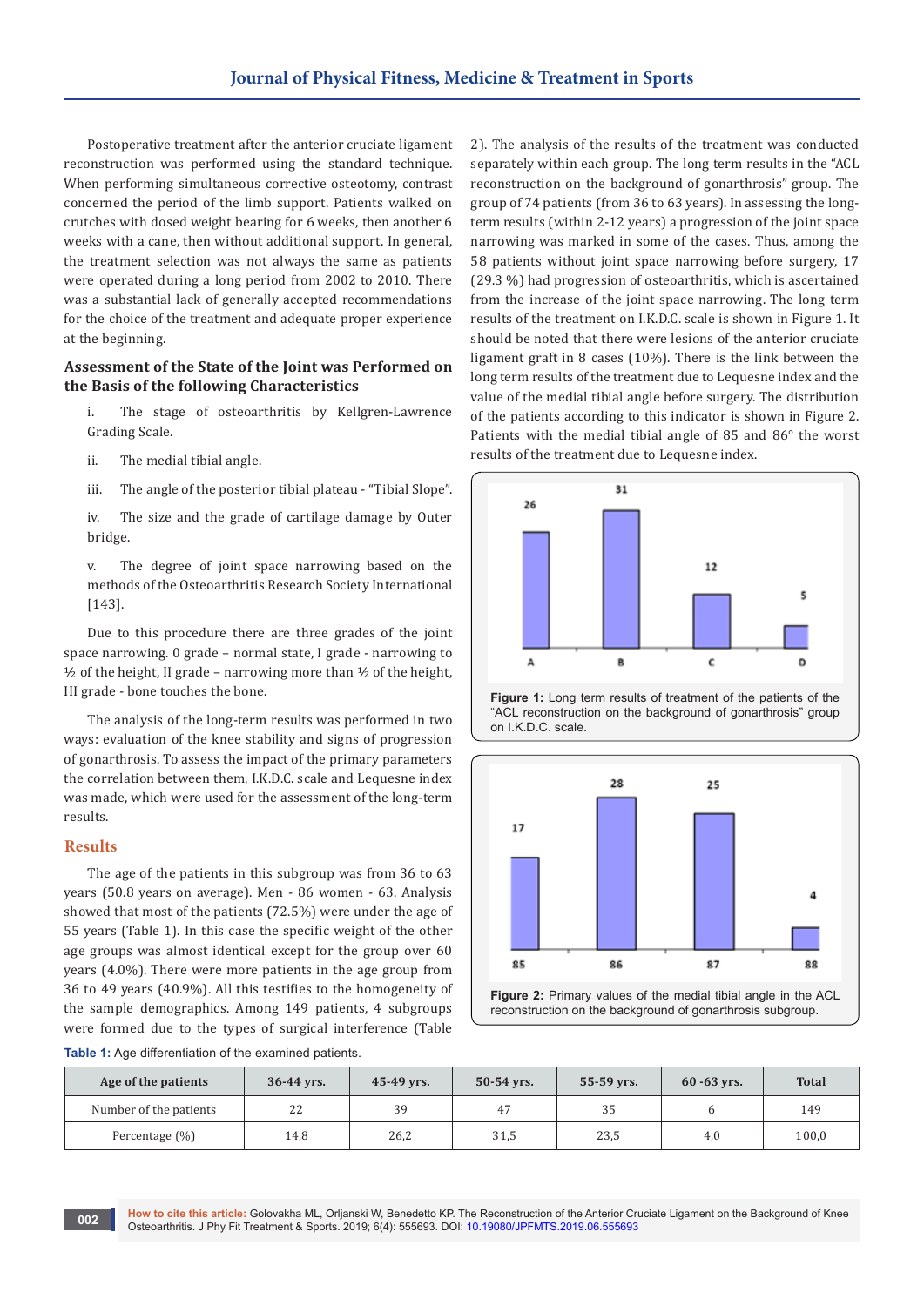Postoperative treatment after the anterior cruciate ligament reconstruction was performed using the standard technique. When performing simultaneous corrective osteotomy, contrast concerned the period of the limb support. Patients walked on crutches with dosed weight bearing for 6 weeks, then another 6 weeks with a cane, then without additional support. In general, the treatment selection was not always the same as patients were operated during a long period from 2002 to 2010. There was a substantial lack of generally accepted recommendations for the choice of the treatment and adequate proper experience at the beginning.

### Assessment of the State of the Joint was Performed on the Basis of the following Characteristics

i. The stage of osteoarthritis by Kellgren-Lawrence Grading Scale.

ii. The medial tibial angle.

iii. The angle of the posterior tibial plateau - "Tibial Slope".

iv. The size and the grade of cartilage damage by Outer bridge.

v. The degree of joint space narrowing based on the methods of the Osteoarthritis Research Society International [143].

Due to this procedure there are three grades of the joint space narrowing. 0 grade – normal state, I grade - narrowing to ½ of the height, II grade – narrowing more than ½ of the height, III grade - bone touches the bone.

The analysis of the long-term results was performed in two ways: evaluation of the knee stability and signs of progression of gonarthrosis. To assess the impact of the primary parameters the correlation between them, I.K.D.C. scale and Lequesne index was made, which were used for the assessment of the long-term results.

## Results

The age of the patients in this subgroup was from 36 to 63 years (50.8 years on average). Men - 86 women - 63. Analysis showed that most of the patients (72.5%) were under the age of 55 years (Table 1). In this case the specific weight of the other age groups was almost identical except for the group over 60 years (4.0%). There were more patients in the age group from 36 to 49 years (40.9%). All this testifies to the homogeneity of the sample demographics. Among 149 patients, 4 subgroups were formed due to the types of surgical interference (Table 2). The analysis of the results of the treatment was conducted separately within each group. The long term results in the "ACL reconstruction on the background of gonarthrosis" group. The group of 74 patients (from 36 to 63 years). In assessing the long-term results (within 2-12 years) a progression of the joint space narrowing was marked in some of the cases. Thus, among the 58 patients without joint space narrowing before surgery, 17 (29.3 %) had progression of osteoarthritis, which is ascertained from the increase of the joint space narrowing. The long term results of the treatment on I.K.D.C. scale is shown in Figure 1. It should be noted that there were lesions of the anterior cruciate ligament graft in 8 cases (10%). There is the link between the long term results of the treatment due to Lequesne index and the value of the medial tibial angle before surgery. The distribution of the patients according to this indicator is shown in Figure 2. Patients with the medial tibial angle of 85 and 86° the worst results of the treatment due to Lequesne index.

**Figure 1:** Long term results of treatment of the patients of the "ACL reconstruction on the background of gonarthrosis" group on I.K.D.C. scale.

**Figure 2:** Primary values of the medial tibial angle in the ACL reconstruction on the background of gonarthrosis subgroup.

**Table 1:** Age differentiation of the examined patients.

| Age of the patients | 36-44 yrs. | 45-49 yrs. | 50-54 yrs. | 55-59 yrs. | 60 -63 yrs. | Total |
|---|---|---|---|---|---|---|
| Number of the patients | 22 | 39 | 47 | 35 | 6 | 149 |
| Percentage (%) | 14,8 | 26,2 | 31,5 | 23,5 | 4,0 | 100,0 |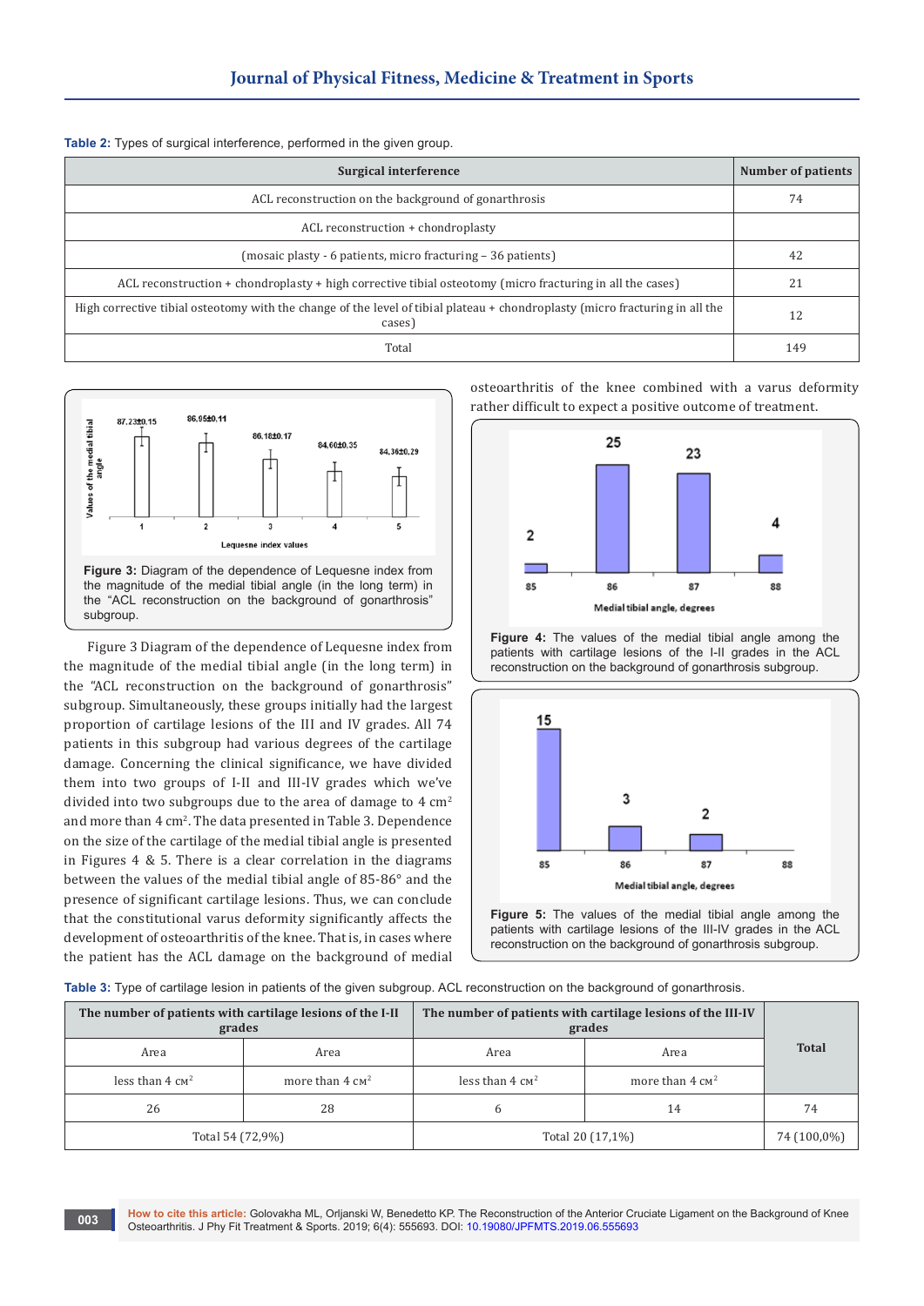**Table 2:** Types of surgical interference, performed in the given group.

| Surgical interference | Number of patients |
|---|---|
| ACL reconstruction on the background of gonarthrosis | 74 |
| ACL reconstruction + chondroplasty | |
| (mosaic plasty - 6 patients, micro fracturing – 36 patients) | 42 |
| ACL reconstruction + chondroplasty + high corrective tibial osteotomy (micro fracturing in all the cases) | 21 |
| High corrective tibial osteotomy with the change of the level of tibial plateau + chondroplasty (micro fracturing in all the cases) | 12 |
| Total | 149 |

**Figure 3:** Diagram of the dependence of Lequesne index from the magnitude of the medial tibial angle (in the long term) in the "ACL reconstruction on the background of gonarthrosis" subgroup.

Figure 3 Diagram of the dependence of Lequesne index from the magnitude of the medial tibial angle (in the long term) in the "ACL reconstruction on the background of gonarthrosis" subgroup. Simultaneously, these groups initially had the largest proportion of cartilage lesions of the III and IV grades. All 74 patients in this subgroup had various degrees of the cartilage damage. Concerning the clinical significance, we have divided them into two groups of I-II and III-IV grades which we've divided into two subgroups due to the area of damage to 4 cm² and more than 4 cm². The data presented in Table 3. Dependence on the size of the cartilage of the medial tibial angle is presented in Figures 4 & 5. There is a clear correlation in the diagrams between the values of the medial tibial angle of 85-86° and the presence of significant cartilage lesions. Thus, we can conclude that the constitutional varus deformity significantly affects the development of osteoarthritis of the knee. That is, in cases where the patient has the ACL damage on the background of medial osteoarthritis of the knee combined with a varus deformity rather difficult to expect a positive outcome of treatment.

**Figure 4:** The values of the medial tibial angle among the patients with cartilage lesions of the I-II grades in the ACL reconstruction on the background of gonarthrosis subgroup.

**Figure 5:** The values of the medial tibial angle among the patients with cartilage lesions of the III-IV grades in the ACL reconstruction on the background of gonarthrosis subgroup.

**Table 3:** Type of cartilage lesion in patients of the given subgroup. ACL reconstruction on the background of gonarthrosis.

| The number of patients with cartilage lesions of the I-II grades | | The number of patients with cartilage lesions of the III-IV grades | | Total |
|---|---|---|---|---|
| Area | Area | Area | Area | |
| less than 4 cm² | more than 4 cm² | less than 4 cm² | more than 4 cm² | |
| 26 | 28 | 6 | 14 | 74 |
| Total 54 (72,9%) | | Total 20 (17,1%) | | 74 (100,0%) |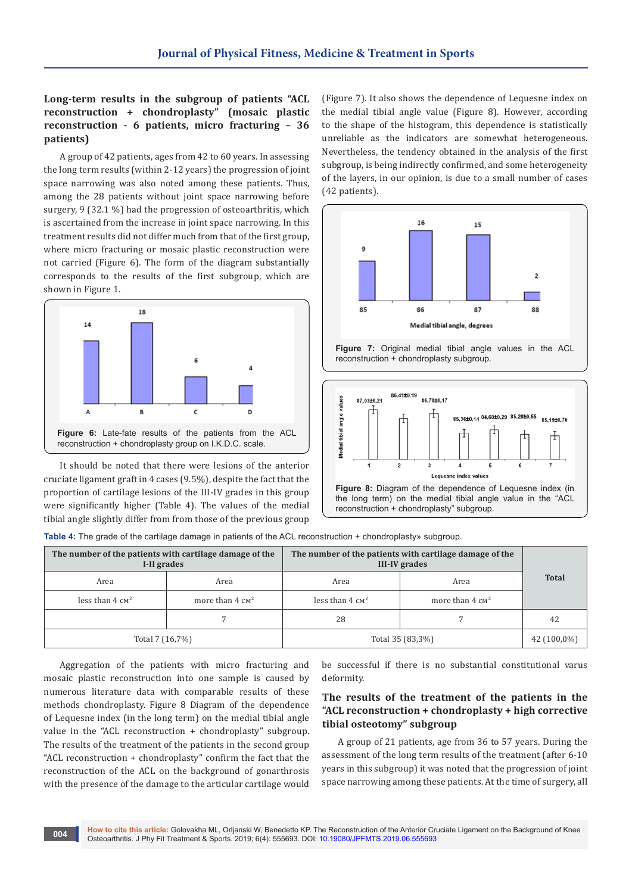### Long-term results in the subgroup of patients "ACL reconstruction + chondroplasty" (mosaic plastic reconstruction - 6 patients, micro fracturing – 36 patients)

A group of 42 patients, ages from 42 to 60 years. In assessing the long term results (within 2-12 years) the progression of joint space narrowing was also noted among these patients. Thus, among the 28 patients without joint space narrowing before surgery, 9 (32.1 %) had the progression of osteoarthritis, which is ascertained from the increase in joint space narrowing. In this treatment results did not differ much from that of the first group, where micro fracturing or mosaic plastic reconstruction were not carried (Figure 6). The form of the diagram substantially corresponds to the results of the first subgroup, which are shown in Figure 1.

**Figure 6:** Late-fate results of the patients from the ACL reconstruction + chondroplasty group on I.K.D.C. scale.

It should be noted that there were lesions of the anterior cruciate ligament graft in 4 cases (9.5%), despite the fact that the proportion of cartilage lesions of the III-IV grades in this group were significantly higher (Table 4). The values of the medial tibial angle slightly differ from from those of the previous group (Figure 7). It also shows the dependence of Lequesne index on the medial tibial angle value (Figure 8). However, according to the shape of the histogram, this dependence is statistically unreliable as the indicators are somewhat heterogeneous. Nevertheless, the tendency obtained in the analysis of the first subgroup, is being indirectly confirmed, and some heterogeneity of the layers, in our opinion, is due to a small number of cases (42 patients).

**Figure 7:** Original medial tibial angle values in the ACL reconstruction + chondroplasty subgroup.

**Figure 8:** Diagram of the dependence of Lequesne index (in the long term) on the medial tibial angle value in the "ACL reconstruction + chondroplasty" subgroup.

**Table 4:** The grade of the cartilage damage in patients of the ACL reconstruction + chondroplasty» subgroup.

| The number of the patients with cartilage damage of the I-II grades | | The number of the patients with cartilage damage of the III-IV grades | | Total |
|---|---|---|---|---|
| Area | Area | Area | Area | |
| less than 4 см² | more than 4 см² | less than 4 см² | more than 4 см² | |
| | 7 | 28 | 7 | 42 |
| Total 7 (16,7%) | | Total 35 (83,3%) | | 42 (100,0%) |

Aggregation of the patients with micro fracturing and mosaic plastic reconstruction into one sample is caused by numerous literature data with comparable results of these methods chondroplasty. Figure 8 Diagram of the dependence of Lequesne index (in the long term) on the medial tibial angle value in the "ACL reconstruction + chondroplasty" subgroup. The results of the treatment of the patients in the second group "ACL reconstruction + chondroplasty" confirm the fact that the reconstruction of the ACL on the background of gonarthrosis with the presence of the damage to the articular cartilage would be successful if there is no substantial constitutional varus deformity.

### The results of the treatment of the patients in the "ACL reconstruction + chondroplasty + high corrective tibial osteotomy" subgroup

A group of 21 patients, age from 36 to 57 years. During the assessment of the long term results of the treatment (after 6-10 years in this subgroup) it was noted that the progression of joint space narrowing among these patients. At the time of surgery, all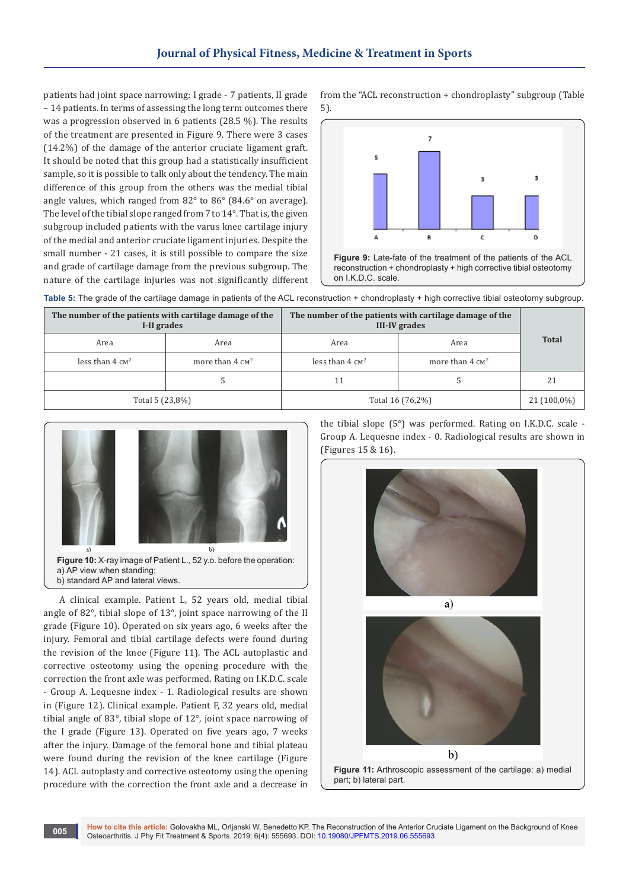patients had joint space narrowing: I grade - 7 patients, II grade – 14 patients. In terms of assessing the long term outcomes there was a progression observed in 6 patients (28.5 %). The results of the treatment are presented in Figure 9. There were 3 cases (14.2%) of the damage of the anterior cruciate ligament graft. It should be noted that this group had a statistically insufficient sample, so it is possible to talk only about the tendency. The main difference of this group from the others was the medial tibial angle values, which ranged from 82° to 86° (84.6° on average). The level of the tibial slope ranged from 7 to 14°. That is, the given subgroup included patients with the varus knee cartilage injury of the medial and anterior cruciate ligament injuries. Despite the small number - 21 cases, it is still possible to compare the size and grade of cartilage damage from the previous subgroup. The nature of the cartilage injuries was not significantly different from the "ACL reconstruction + chondroplasty" subgroup (Table 5).

**Figure 9:** Late-fate of the treatment of the patients of the ACL reconstruction + chondroplasty + high corrective tibial osteotomy on I.K.D.C. scale.

**Table 5:** The grade of the cartilage damage in patients of the ACL reconstruction + chondroplasty + high corrective tibial osteotomy subgroup.

| The number of the patients with cartilage damage of the I-II grades | | The number of the patients with cartilage damage of the III-IV grades | | Total |
|---|---|---|---|---|
| Area | Area | Area | Area | |
| less than 4 см² | more than 4 см² | less than 4 см² | more than 4 см² | |
| | 5 | 11 | 5 | 21 |
| Total 5 (23,8%) | | Total 16 (76,2%) | | 21 (100,0%) |

**Figure 10:** X-ray image of Patient L., 52 y.o. before the operation: a) AP view when standing; b) standard AP and lateral views.

A clinical example. Patient L, 52 years old, medial tibial angle of 82°, tibial slope of 13°, joint space narrowing of the II grade (Figure 10). Operated on six years ago, 6 weeks after the injury. Femoral and tibial cartilage defects were found during the revision of the knee (Figure 11). The ACL autoplastic and corrective osteotomy using the opening procedure with the correction the front axle was performed. Rating on I.K.D.C. scale - Group A. Lequesne index - 1. Radiological results are shown in (Figure 12). Clinical example. Patient F, 32 years old, medial tibial angle of 83°, tibial slope of 12°, joint space narrowing of the I grade (Figure 13). Operated on five years ago, 7 weeks after the injury. Damage of the femoral bone and tibial plateau were found during the revision of the knee cartilage (Figure 14). ACL autoplasty and corrective osteotomy using the opening procedure with the correction the front axle and a decrease in the tibial slope (5°) was performed. Rating on I.K.D.C. scale - Group A. Lequesne index - 0. Radiological results are shown in (Figures 15 & 16).

**Figure 11:** Arthroscopic assessment of the cartilage: a) medial part; b) lateral part.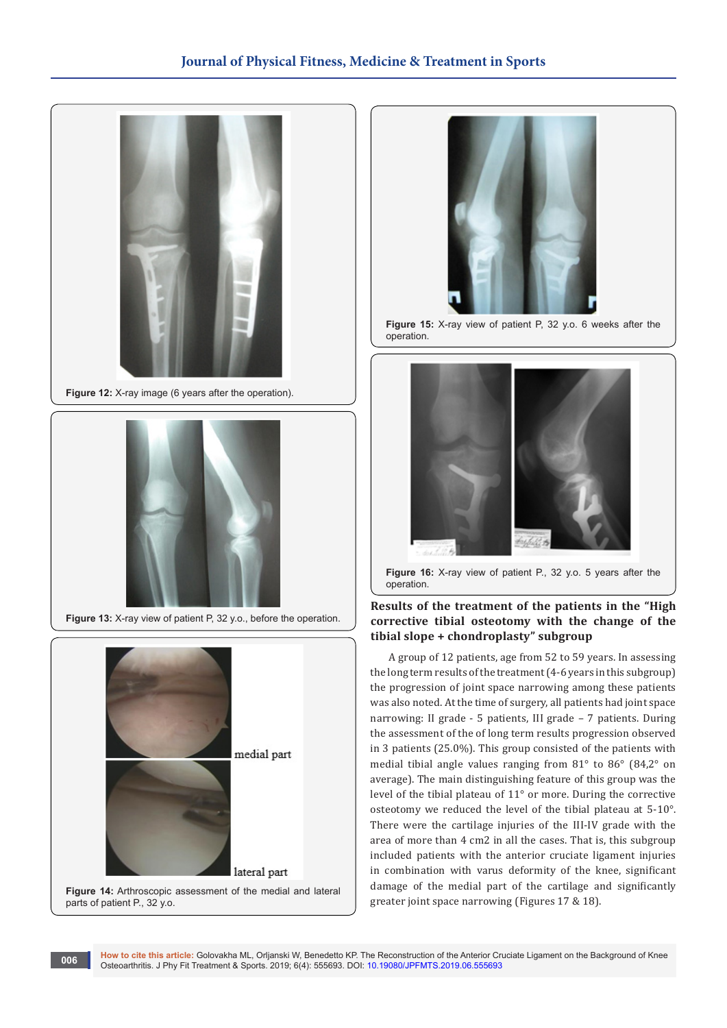Figure 12: X-ray image (6 years after the operation).

Figure 13: X-ray view of patient P, 32 y.o., before the operation.

medial part

lateral part

Figure 14: Arthroscopic assessment of the medial and lateral parts of patient P., 32 y.o.

Figure 15: X-ray view of patient P, 32 y.o. 6 weeks after the operation.

Figure 16: X-ray view of patient P., 32 y.o. 5 years after the operation.

### Results of the treatment of the patients in the "High corrective tibial osteotomy with the change of the tibial slope + chondroplasty" subgroup

A group of 12 patients, age from 52 to 59 years. In assessing the long term results of the treatment (4-6 years in this subgroup) the progression of joint space narrowing among these patients was also noted. At the time of surgery, all patients had joint space narrowing: II grade - 5 patients, III grade – 7 patients. During the assessment of the of long term results progression observed in 3 patients (25.0%). This group consisted of the patients with medial tibial angle values ranging from 81° to 86° (84,2° on average). The main distinguishing feature of this group was the level of the tibial plateau of 11° or more. During the corrective osteotomy we reduced the level of the tibial plateau at 5-10°. There were the cartilage injuries of the III-IV grade with the area of more than 4 cm2 in all the cases. That is, this subgroup included patients with the anterior cruciate ligament injuries in combination with varus deformity of the knee, significant damage of the medial part of the cartilage and significantly greater joint space narrowing (Figures 17 & 18).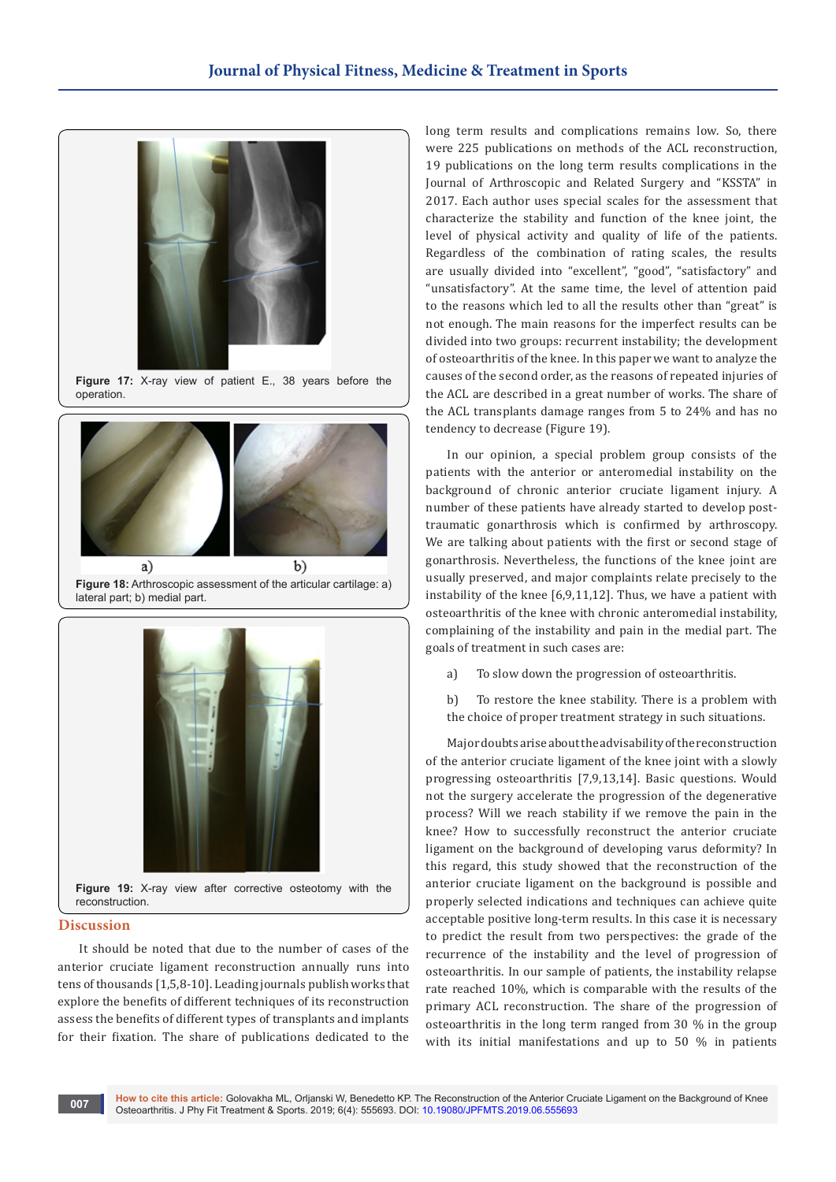Figure 17: X-ray view of patient E., 38 years before the operation.

Figure 18: Arthroscopic assessment of the articular cartilage: a) lateral part; b) medial part.

Figure 19: X-ray view after corrective osteotomy with the reconstruction.

## Discussion

It should be noted that due to the number of cases of the anterior cruciate ligament reconstruction annually runs into tens of thousands [1,5,8-10]. Leading journals publish works that explore the benefits of different techniques of its reconstruction assess the benefits of different types of transplants and implants for their fixation. The share of publications dedicated to the long term results and complications remains low. So, there were 225 publications on methods of the ACL reconstruction, 19 publications on the long term results complications in the Journal of Arthroscopic and Related Surgery and "KSSTA" in 2017. Each author uses special scales for the assessment that characterize the stability and function of the knee joint, the level of physical activity and quality of life of the patients. Regardless of the combination of rating scales, the results are usually divided into "excellent", "good", "satisfactory" and "unsatisfactory". At the same time, the level of attention paid to the reasons which led to all the results other than "great" is not enough. The main reasons for the imperfect results can be divided into two groups: recurrent instability; the development of osteoarthritis of the knee. In this paper we want to analyze the causes of the second order, as the reasons of repeated injuries of the ACL are described in a great number of works. The share of the ACL transplants damage ranges from 5 to 24% and has no tendency to decrease (Figure 19).

In our opinion, a special problem group consists of the patients with the anterior or anteromedial instability on the background of chronic anterior cruciate ligament injury. A number of these patients have already started to develop post-traumatic gonarthrosis which is confirmed by arthroscopy. We are talking about patients with the first or second stage of gonarthrosis. Nevertheless, the functions of the knee joint are usually preserved, and major complaints relate precisely to the instability of the knee [6,9,11,12]. Thus, we have a patient with osteoarthritis of the knee with chronic anteromedial instability, complaining of the instability and pain in the medial part. The goals of treatment in such cases are:

a) To slow down the progression of osteoarthritis.

b) To restore the knee stability. There is a problem with the choice of proper treatment strategy in such situations.

Major doubts arise about the advisability of the reconstruction of the anterior cruciate ligament of the knee joint with a slowly progressing osteoarthritis [7,9,13,14]. Basic questions. Would not the surgery accelerate the progression of the degenerative process? Will we reach stability if we remove the pain in the knee? How to successfully reconstruct the anterior cruciate ligament on the background of developing varus deformity? In this regard, this study showed that the reconstruction of the anterior cruciate ligament on the background is possible and properly selected indications and techniques can achieve quite acceptable positive long-term results. In this case it is necessary to predict the result from two perspectives: the grade of the recurrence of the instability and the level of progression of osteoarthritis. In our sample of patients, the instability relapse rate reached 10%, which is comparable with the results of the primary ACL reconstruction. The share of the progression of osteoarthritis in the long term ranged from 30 % in the group with its initial manifestations and up to 50 % in patients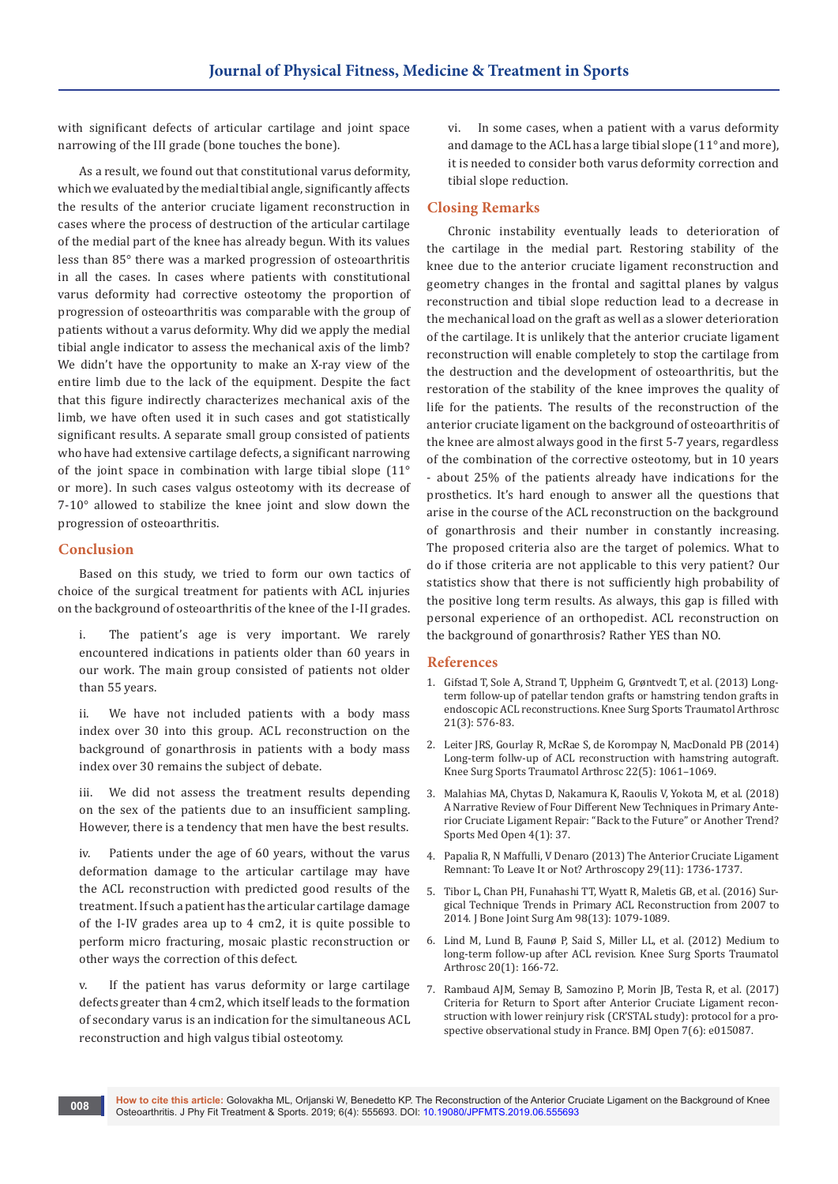with significant defects of articular cartilage and joint space narrowing of the III grade (bone touches the bone).

As a result, we found out that constitutional varus deformity, which we evaluated by the medial tibial angle, significantly affects the results of the anterior cruciate ligament reconstruction in cases where the process of destruction of the articular cartilage of the medial part of the knee has already begun. With its values less than 85° there was a marked progression of osteoarthritis in all the cases. In cases where patients with constitutional varus deformity had corrective osteotomy the proportion of progression of osteoarthritis was comparable with the group of patients without a varus deformity. Why did we apply the medial tibial angle indicator to assess the mechanical axis of the limb? We didn't have the opportunity to make an X-ray view of the entire limb due to the lack of the equipment. Despite the fact that this figure indirectly characterizes mechanical axis of the limb, we have often used it in such cases and got statistically significant results. A separate small group consisted of patients who have had extensive cartilage defects, a significant narrowing of the joint space in combination with large tibial slope (11° or more). In such cases valgus osteotomy with its decrease of 7-10° allowed to stabilize the knee joint and slow down the progression of osteoarthritis.

## Conclusion

Based on this study, we tried to form our own tactics of choice of the surgical treatment for patients with ACL injuries on the background of osteoarthritis of the knee of the I-II grades.

i. The patient's age is very important. We rarely encountered indications in patients older than 60 years in our work. The main group consisted of patients not older than 55 years.

ii. We have not included patients with a body mass index over 30 into this group. ACL reconstruction on the background of gonarthrosis in patients with a body mass index over 30 remains the subject of debate.

iii. We did not assess the treatment results depending on the sex of the patients due to an insufficient sampling. However, there is a tendency that men have the best results.

iv. Patients under the age of 60 years, without the varus deformation damage to the articular cartilage may have the ACL reconstruction with predicted good results of the treatment. If such a patient has the articular cartilage damage of the I-IV grades area up to 4 cm2, it is quite possible to perform micro fracturing, mosaic plastic reconstruction or other ways the correction of this defect.

v. If the patient has varus deformity or large cartilage defects greater than 4 cm2, which itself leads to the formation of secondary varus is an indication for the simultaneous ACL reconstruction and high valgus tibial osteotomy.

vi. In some cases, when a patient with a varus deformity and damage to the ACL has a large tibial slope (11° and more), it is needed to consider both varus deformity correction and tibial slope reduction.

## Closing Remarks

Chronic instability eventually leads to deterioration of the cartilage in the medial part. Restoring stability of the knee due to the anterior cruciate ligament reconstruction and geometry changes in the frontal and sagittal planes by valgus reconstruction and tibial slope reduction lead to a decrease in the mechanical load on the graft as well as a slower deterioration of the cartilage. It is unlikely that the anterior cruciate ligament reconstruction will enable completely to stop the cartilage from the destruction and the development of osteoarthritis, but the restoration of the stability of the knee improves the quality of life for the patients. The results of the reconstruction of the anterior cruciate ligament on the background of osteoarthritis of the knee are almost always good in the first 5-7 years, regardless of the combination of the corrective osteotomy, but in 10 years - about 25% of the patients already have indications for the prosthetics. It's hard enough to answer all the questions that arise in the course of the ACL reconstruction on the background of gonarthrosis and their number in constantly increasing. The proposed criteria also are the target of polemics. What to do if those criteria are not applicable to this very patient? Our statistics show that there is not sufficiently high probability of the positive long term results. As always, this gap is filled with personal experience of an orthopedist. ACL reconstruction on the background of gonarthrosis? Rather YES than NO.

## References

1. Gifstad T, Sole A, Strand T, Uppheim G, Grøntvedt T, et al. (2013) Long-term follow-up of patellar tendon grafts or hamstring tendon grafts in endoscopic ACL reconstructions. Knee Surg Sports Traumatol Arthrosc 21(3): 576-83.
2. Leiter JRS, Gourlay R, McRae S, de Korompay N, MacDonald PB (2014) Long-term follw-up of ACL reconstruction with hamstring autograft. Knee Surg Sports Traumatol Arthrosc 22(5): 1061–1069.
3. Malahias MA, Chytas D, Nakamura K, Raoulis V, Yokota M, et al. (2018) A Narrative Review of Four Different New Techniques in Primary Anterior Cruciate Ligament Repair: "Back to the Future" or Another Trend? Sports Med Open 4(1): 37.
4. Papalia R, N Maffulli, V Denaro (2013) The Anterior Cruciate Ligament Remnant: To Leave It or Not? Arthroscopy 29(11): 1736-1737.
5. Tibor L, Chan PH, Funahashi TT, Wyatt R, Maletis GB, et al. (2016) Surgical Technique Trends in Primary ACL Reconstruction from 2007 to 2014. J Bone Joint Surg Am 98(13): 1079-1089.
6. Lind M, Lund B, Faunø P, Said S, Miller LL, et al. (2012) Medium to long-term follow-up after ACL revision. Knee Surg Sports Traumatol Arthrosc 20(1): 166-72.
7. Rambaud AJM, Semay B, Samozino P, Morin JB, Testa R, et al. (2017) Criteria for Return to Sport after Anterior Cruciate Ligament reconstruction with lower reinjury risk (CR'STAL study): protocol for a prospective observational study in France. BMJ Open 7(6): e015087.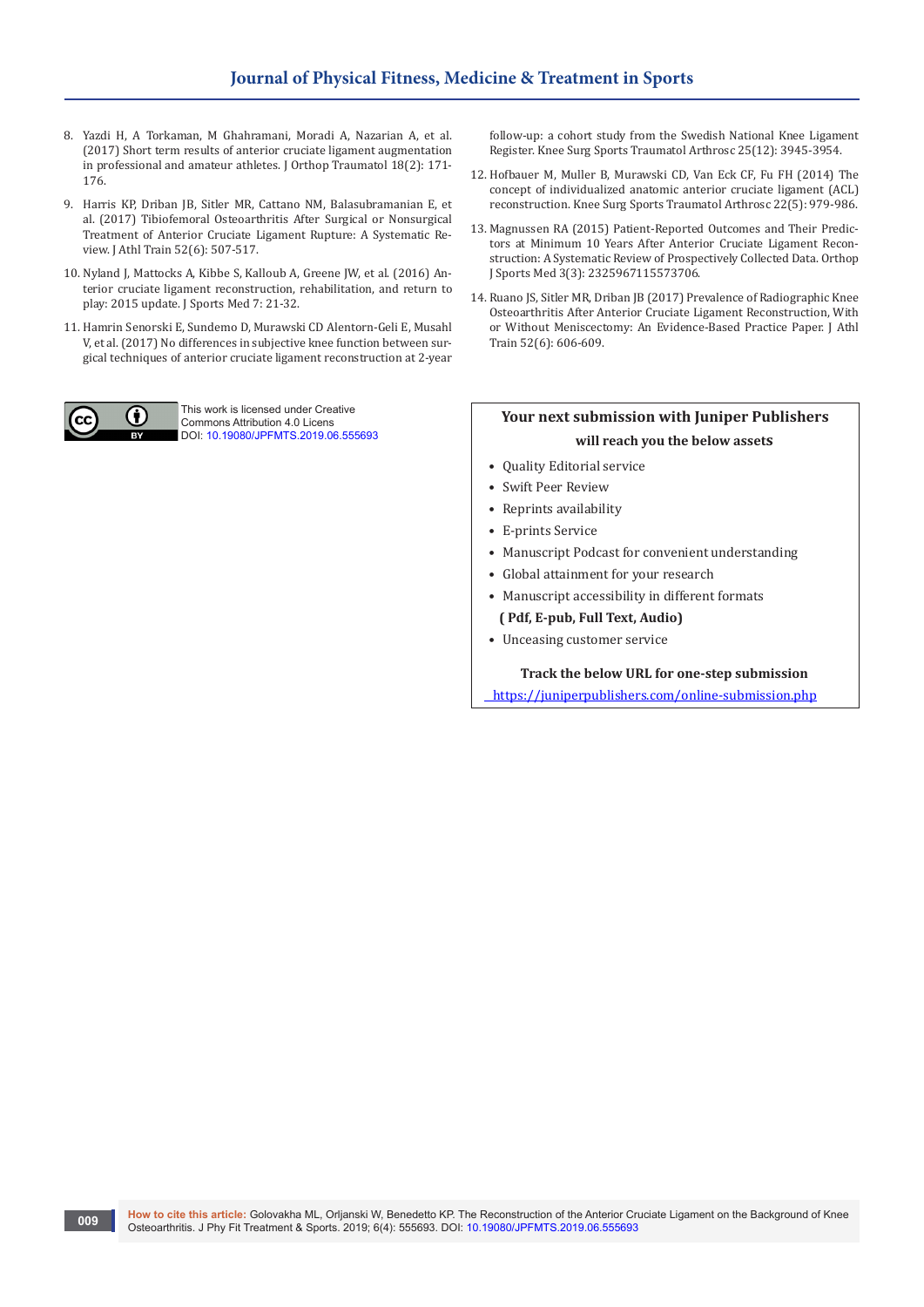8. Yazdi H, A Torkaman, M Ghahramani, Moradi A, Nazarian A, et al. (2017) Short term results of anterior cruciate ligament augmentation in professional and amateur athletes. J Orthop Traumatol 18(2): 171-176.

9. Harris KP, Driban JB, Sitler MR, Cattano NM, Balasubramanian E, et al. (2017) Tibiofemoral Osteoarthritis After Surgical or Nonsurgical Treatment of Anterior Cruciate Ligament Rupture: A Systematic Review. J Athl Train 52(6): 507-517.

10. Nyland J, Mattocks A, Kibbe S, Kalloub A, Greene JW, et al. (2016) Anterior cruciate ligament reconstruction, rehabilitation, and return to play: 2015 update. J Sports Med 7: 21-32.

11. Hamrin Senorski E, Sundemo D, Murawski CD Alentorn-Geli E, Musahl V, et al. (2017) No differences in subjective knee function between surgical techniques of anterior cruciate ligament reconstruction at 2-year follow-up: a cohort study from the Swedish National Knee Ligament Register. Knee Surg Sports Traumatol Arthrosc 25(12): 3945-3954.

12. Hofbauer M, Muller B, Murawski CD, Van Eck CF, Fu FH (2014) The concept of individualized anatomic anterior cruciate ligament (ACL) reconstruction. Knee Surg Sports Traumatol Arthrosc 22(5): 979-986.

13. Magnussen RA (2015) Patient-Reported Outcomes and Their Predictors at Minimum 10 Years After Anterior Cruciate Ligament Reconstruction: A Systematic Review of Prospectively Collected Data. Orthop J Sports Med 3(3): 2325967115573706.

14. Ruano JS, Sitler MR, Driban JB (2017) Prevalence of Radiographic Knee Osteoarthritis After Anterior Cruciate Ligament Reconstruction, With or Without Meniscectomy: An Evidence-Based Practice Paper. J Athl Train 52(6): 606-609.

This work is licensed under Creative Commons Attribution 4.0 Licens
DOI: 10.19080/JPFMTS.2019.06.555693

**Your next submission with Juniper Publishers**
**will reach you the below assets**

- Quality Editorial service
- Swift Peer Review
- Reprints availability
- E-prints Service
- Manuscript Podcast for convenient understanding
- Global attainment for your research
- Manuscript accessibility in different formats

**( Pdf, E-pub, Full Text, Audio)**

- Unceasing customer service

**Track the below URL for one-step submission**
https://juniperpublishers.com/online-submission.php

**How to cite this article:** Golovakha ML, Orljanski W, Benedetto KP. The Reconstruction of the Anterior Cruciate Ligament on the Background of Knee Osteoarthritis. J Phy Fit Treatment & Sports. 2019; 6(4): 555693. DOI: 10.19080/JPFMTS.2019.06.555693